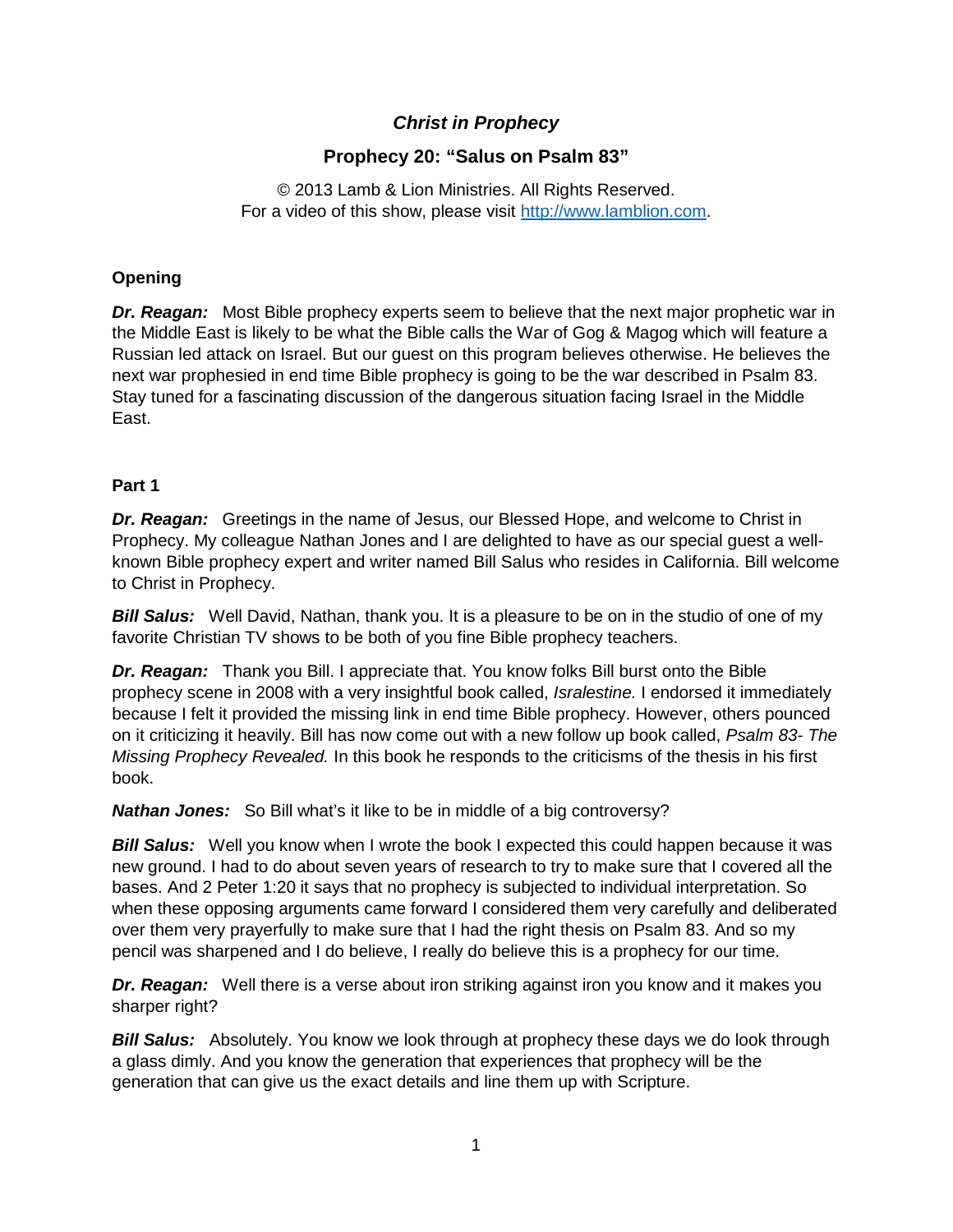# *Christ in Prophecy*

## Prophecy 20: "Salus on Psalm 83"

© 2013 Lamb & Lion Ministries. All Rights Reserved.
For a video of this show, please visit http://www.lamblion.com.

### Opening

***Dr. Reagan:*** Most Bible prophecy experts seem to believe that the next major prophetic war in the Middle East is likely to be what the Bible calls the War of Gog & Magog which will feature a Russian led attack on Israel. But our guest on this program believes otherwise. He believes the next war prophesied in end time Bible prophecy is going to be the war described in Psalm 83. Stay tuned for a fascinating discussion of the dangerous situation facing Israel in the Middle East.

### Part 1

***Dr. Reagan:*** Greetings in the name of Jesus, our Blessed Hope, and welcome to Christ in Prophecy. My colleague Nathan Jones and I are delighted to have as our special guest a well-known Bible prophecy expert and writer named Bill Salus who resides in California. Bill welcome to Christ in Prophecy.

***Bill Salus:*** Well David, Nathan, thank you. It is a pleasure to be on in the studio of one of my favorite Christian TV shows to be both of you fine Bible prophecy teachers.

***Dr. Reagan:*** Thank you Bill. I appreciate that. You know folks Bill burst onto the Bible prophecy scene in 2008 with a very insightful book called, *Isralestine.* I endorsed it immediately because I felt it provided the missing link in end time Bible prophecy. However, others pounced on it criticizing it heavily. Bill has now come out with a new follow up book called, *Psalm 83- The Missing Prophecy Revealed.* In this book he responds to the criticisms of the thesis in his first book.

***Nathan Jones:*** So Bill what's it like to be in middle of a big controversy?

***Bill Salus:*** Well you know when I wrote the book I expected this could happen because it was new ground. I had to do about seven years of research to try to make sure that I covered all the bases. And 2 Peter 1:20 it says that no prophecy is subjected to individual interpretation. So when these opposing arguments came forward I considered them very carefully and deliberated over them very prayerfully to make sure that I had the right thesis on Psalm 83. And so my pencil was sharpened and I do believe, I really do believe this is a prophecy for our time.

***Dr. Reagan:*** Well there is a verse about iron striking against iron you know and it makes you sharper right?

***Bill Salus:*** Absolutely. You know we look through at prophecy these days we do look through a glass dimly. And you know the generation that experiences that prophecy will be the generation that can give us the exact details and line them up with Scripture.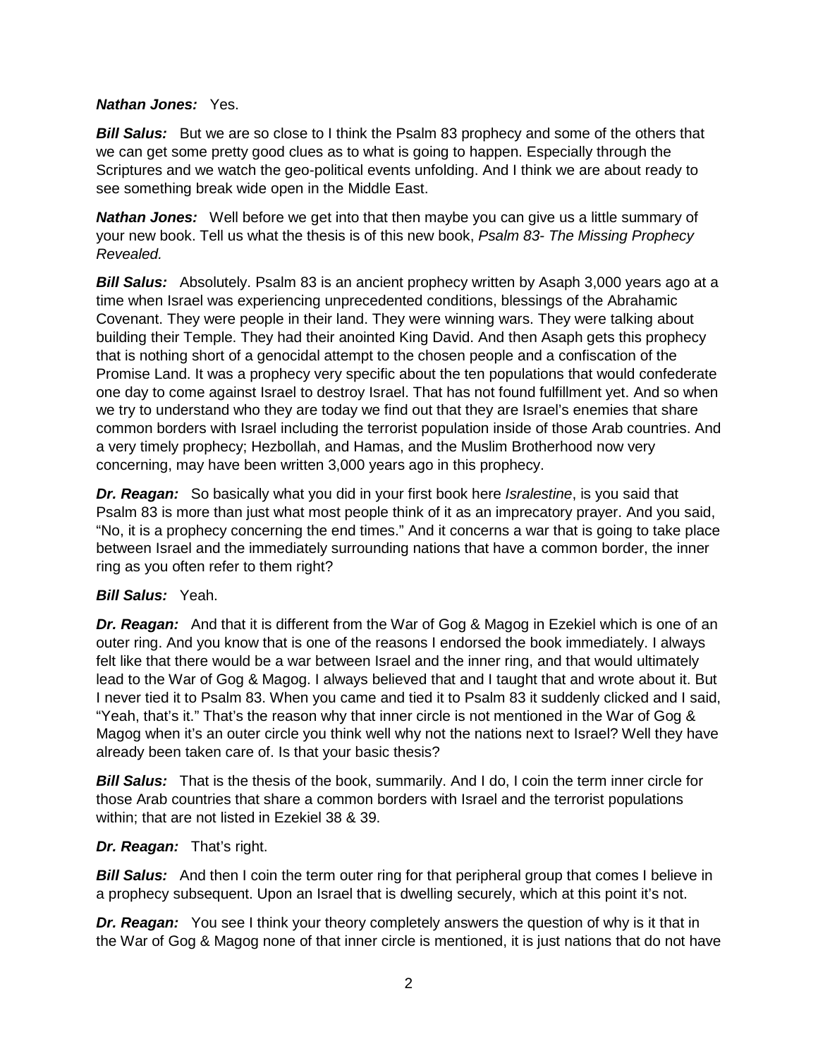***Nathan Jones:*** Yes.

***Bill Salus:*** But we are so close to I think the Psalm 83 prophecy and some of the others that we can get some pretty good clues as to what is going to happen. Especially through the Scriptures and we watch the geo-political events unfolding. And I think we are about ready to see something break wide open in the Middle East.

***Nathan Jones:*** Well before we get into that then maybe you can give us a little summary of your new book. Tell us what the thesis is of this new book, *Psalm 83- The Missing Prophecy Revealed.*

***Bill Salus:*** Absolutely. Psalm 83 is an ancient prophecy written by Asaph 3,000 years ago at a time when Israel was experiencing unprecedented conditions, blessings of the Abrahamic Covenant. They were people in their land. They were winning wars. They were talking about building their Temple. They had their anointed King David. And then Asaph gets this prophecy that is nothing short of a genocidal attempt to the chosen people and a confiscation of the Promise Land. It was a prophecy very specific about the ten populations that would confederate one day to come against Israel to destroy Israel. That has not found fulfillment yet. And so when we try to understand who they are today we find out that they are Israel's enemies that share common borders with Israel including the terrorist population inside of those Arab countries. And a very timely prophecy; Hezbollah, and Hamas, and the Muslim Brotherhood now very concerning, may have been written 3,000 years ago in this prophecy.

***Dr. Reagan:*** So basically what you did in your first book here *Isralestine*, is you said that Psalm 83 is more than just what most people think of it as an imprecatory prayer. And you said, "No, it is a prophecy concerning the end times." And it concerns a war that is going to take place between Israel and the immediately surrounding nations that have a common border, the inner ring as you often refer to them right?

***Bill Salus:*** Yeah.

***Dr. Reagan:*** And that it is different from the War of Gog & Magog in Ezekiel which is one of an outer ring. And you know that is one of the reasons I endorsed the book immediately. I always felt like that there would be a war between Israel and the inner ring, and that would ultimately lead to the War of Gog & Magog. I always believed that and I taught that and wrote about it. But I never tied it to Psalm 83. When you came and tied it to Psalm 83 it suddenly clicked and I said, "Yeah, that's it." That's the reason why that inner circle is not mentioned in the War of Gog & Magog when it's an outer circle you think well why not the nations next to Israel? Well they have already been taken care of. Is that your basic thesis?

***Bill Salus:*** That is the thesis of the book, summarily. And I do, I coin the term inner circle for those Arab countries that share a common borders with Israel and the terrorist populations within; that are not listed in Ezekiel 38 & 39.

***Dr. Reagan:*** That's right.

***Bill Salus:*** And then I coin the term outer ring for that peripheral group that comes I believe in a prophecy subsequent. Upon an Israel that is dwelling securely, which at this point it's not.

***Dr. Reagan:*** You see I think your theory completely answers the question of why is it that in the War of Gog & Magog none of that inner circle is mentioned, it is just nations that do not have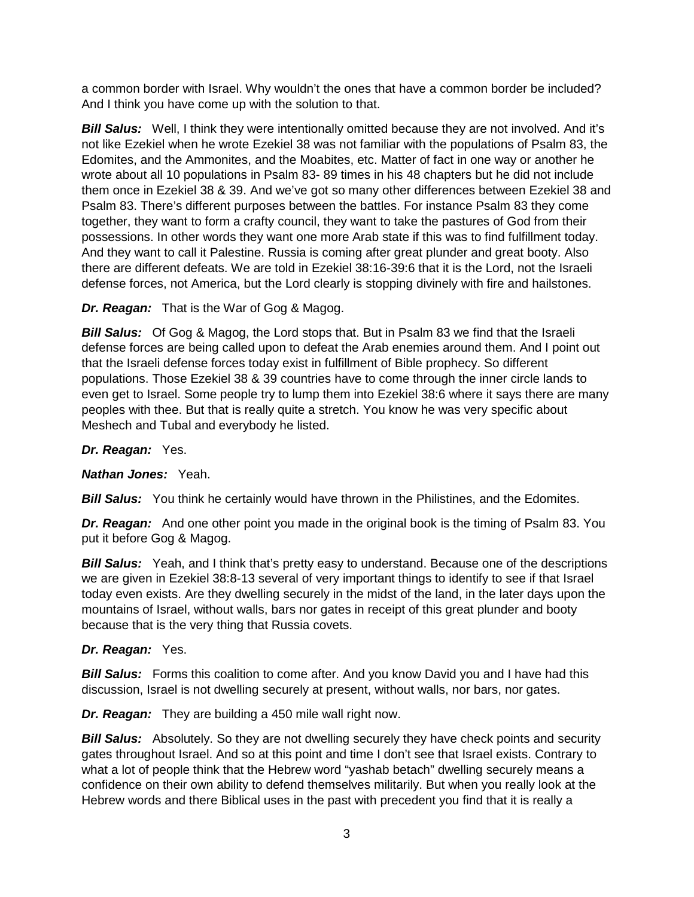a common border with Israel. Why wouldn't the ones that have a common border be included? And I think you have come up with the solution to that.

***Bill Salus:*** Well, I think they were intentionally omitted because they are not involved. And it's not like Ezekiel when he wrote Ezekiel 38 was not familiar with the populations of Psalm 83, the Edomites, and the Ammonites, and the Moabites, etc. Matter of fact in one way or another he wrote about all 10 populations in Psalm 83- 89 times in his 48 chapters but he did not include them once in Ezekiel 38 & 39. And we've got so many other differences between Ezekiel 38 and Psalm 83. There's different purposes between the battles. For instance Psalm 83 they come together, they want to form a crafty council, they want to take the pastures of God from their possessions. In other words they want one more Arab state if this was to find fulfillment today. And they want to call it Palestine. Russia is coming after great plunder and great booty. Also there are different defeats. We are told in Ezekiel 38:16-39:6 that it is the Lord, not the Israeli defense forces, not America, but the Lord clearly is stopping divinely with fire and hailstones.

***Dr. Reagan:*** That is the War of Gog & Magog.

***Bill Salus:*** Of Gog & Magog, the Lord stops that. But in Psalm 83 we find that the Israeli defense forces are being called upon to defeat the Arab enemies around them. And I point out that the Israeli defense forces today exist in fulfillment of Bible prophecy. So different populations. Those Ezekiel 38 & 39 countries have to come through the inner circle lands to even get to Israel. Some people try to lump them into Ezekiel 38:6 where it says there are many peoples with thee. But that is really quite a stretch. You know he was very specific about Meshech and Tubal and everybody he listed.

***Dr. Reagan:*** Yes.

***Nathan Jones:*** Yeah.

***Bill Salus:*** You think he certainly would have thrown in the Philistines, and the Edomites.

***Dr. Reagan:*** And one other point you made in the original book is the timing of Psalm 83. You put it before Gog & Magog.

***Bill Salus:*** Yeah, and I think that's pretty easy to understand. Because one of the descriptions we are given in Ezekiel 38:8-13 several of very important things to identify to see if that Israel today even exists. Are they dwelling securely in the midst of the land, in the later days upon the mountains of Israel, without walls, bars nor gates in receipt of this great plunder and booty because that is the very thing that Russia covets.

***Dr. Reagan:*** Yes.

***Bill Salus:*** Forms this coalition to come after. And you know David you and I have had this discussion, Israel is not dwelling securely at present, without walls, nor bars, nor gates.

***Dr. Reagan:*** They are building a 450 mile wall right now.

***Bill Salus:*** Absolutely. So they are not dwelling securely they have check points and security gates throughout Israel. And so at this point and time I don't see that Israel exists. Contrary to what a lot of people think that the Hebrew word "yashab betach" dwelling securely means a confidence on their own ability to defend themselves militarily. But when you really look at the Hebrew words and there Biblical uses in the past with precedent you find that it is really a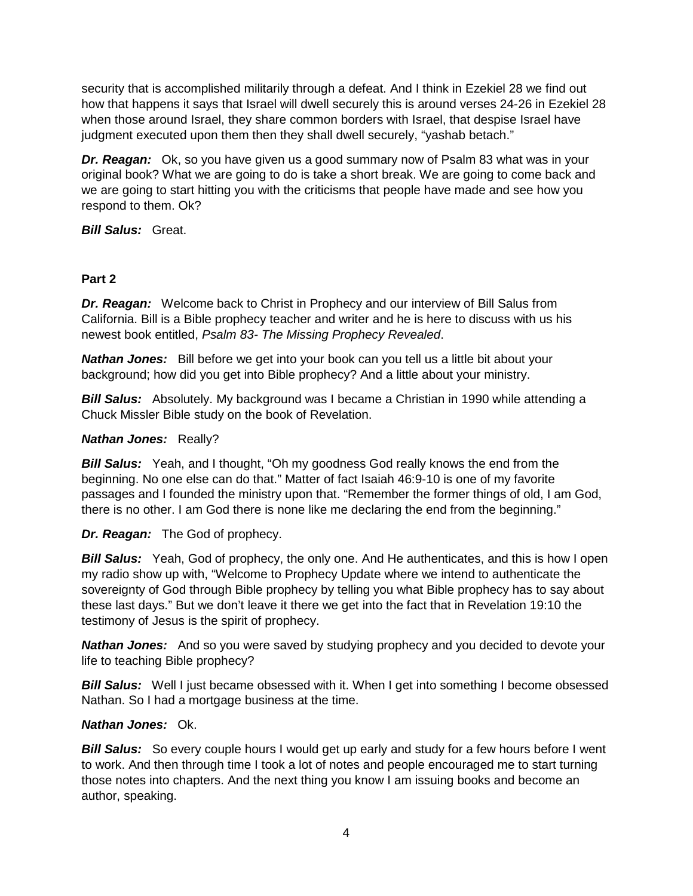security that is accomplished militarily through a defeat. And I think in Ezekiel 28 we find out how that happens it says that Israel will dwell securely this is around verses 24-26 in Ezekiel 28 when those around Israel, they share common borders with Israel, that despise Israel have judgment executed upon them then they shall dwell securely, "yashab betach."

***Dr. Reagan:*** Ok, so you have given us a good summary now of Psalm 83 what was in your original book? What we are going to do is take a short break. We are going to come back and we are going to start hitting you with the criticisms that people have made and see how you respond to them. Ok?

***Bill Salus:*** Great.

**Part 2**

***Dr. Reagan:*** Welcome back to Christ in Prophecy and our interview of Bill Salus from California. Bill is a Bible prophecy teacher and writer and he is here to discuss with us his newest book entitled, *Psalm 83- The Missing Prophecy Revealed*.

***Nathan Jones:*** Bill before we get into your book can you tell us a little bit about your background; how did you get into Bible prophecy? And a little about your ministry.

***Bill Salus:*** Absolutely. My background was I became a Christian in 1990 while attending a Chuck Missler Bible study on the book of Revelation.

***Nathan Jones:*** Really?

***Bill Salus:*** Yeah, and I thought, "Oh my goodness God really knows the end from the beginning. No one else can do that." Matter of fact Isaiah 46:9-10 is one of my favorite passages and I founded the ministry upon that. "Remember the former things of old, I am God, there is no other. I am God there is none like me declaring the end from the beginning."

***Dr. Reagan:*** The God of prophecy.

***Bill Salus:*** Yeah, God of prophecy, the only one. And He authenticates, and this is how I open my radio show up with, "Welcome to Prophecy Update where we intend to authenticate the sovereignty of God through Bible prophecy by telling you what Bible prophecy has to say about these last days." But we don't leave it there we get into the fact that in Revelation 19:10 the testimony of Jesus is the spirit of prophecy.

***Nathan Jones:*** And so you were saved by studying prophecy and you decided to devote your life to teaching Bible prophecy?

***Bill Salus:*** Well I just became obsessed with it. When I get into something I become obsessed Nathan. So I had a mortgage business at the time.

***Nathan Jones:*** Ok.

***Bill Salus:*** So every couple hours I would get up early and study for a few hours before I went to work. And then through time I took a lot of notes and people encouraged me to start turning those notes into chapters. And the next thing you know I am issuing books and become an author, speaking.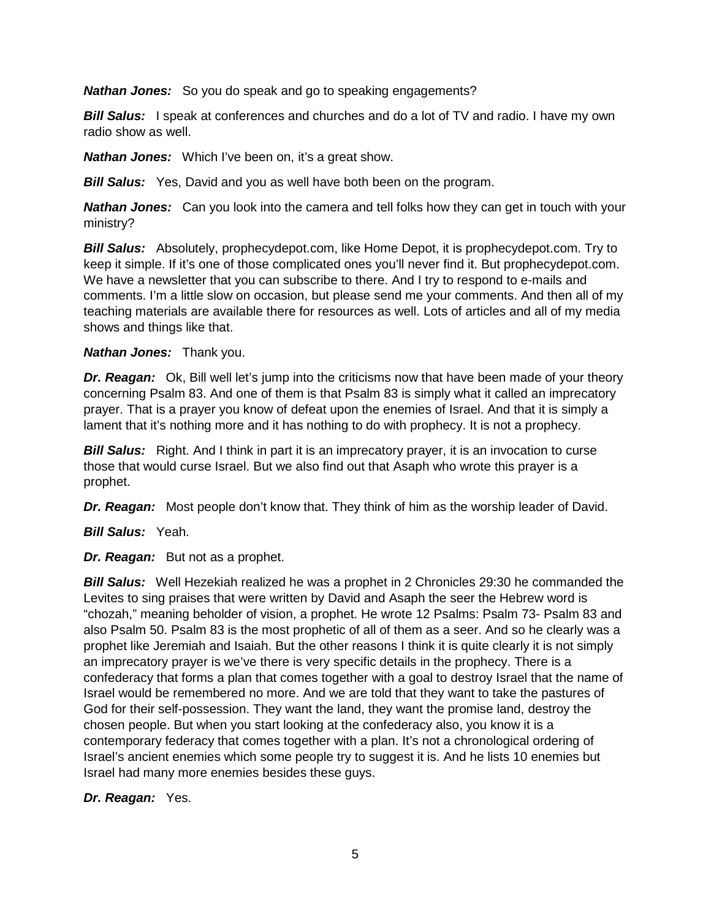***Nathan Jones:*** So you do speak and go to speaking engagements?

***Bill Salus:*** I speak at conferences and churches and do a lot of TV and radio. I have my own radio show as well.

***Nathan Jones:*** Which I've been on, it's a great show.

***Bill Salus:*** Yes, David and you as well have both been on the program.

***Nathan Jones:*** Can you look into the camera and tell folks how they can get in touch with your ministry?

***Bill Salus:*** Absolutely, prophecydepot.com, like Home Depot, it is prophecydepot.com. Try to keep it simple. If it's one of those complicated ones you'll never find it. But prophecydepot.com. We have a newsletter that you can subscribe to there. And I try to respond to e-mails and comments. I'm a little slow on occasion, but please send me your comments. And then all of my teaching materials are available there for resources as well. Lots of articles and all of my media shows and things like that.

***Nathan Jones:*** Thank you.

***Dr. Reagan:*** Ok, Bill well let's jump into the criticisms now that have been made of your theory concerning Psalm 83. And one of them is that Psalm 83 is simply what it called an imprecatory prayer. That is a prayer you know of defeat upon the enemies of Israel. And that it is simply a lament that it's nothing more and it has nothing to do with prophecy. It is not a prophecy.

***Bill Salus:*** Right. And I think in part it is an imprecatory prayer, it is an invocation to curse those that would curse Israel. But we also find out that Asaph who wrote this prayer is a prophet.

***Dr. Reagan:*** Most people don't know that. They think of him as the worship leader of David.

***Bill Salus:*** Yeah.

***Dr. Reagan:*** But not as a prophet.

***Bill Salus:*** Well Hezekiah realized he was a prophet in 2 Chronicles 29:30 he commanded the Levites to sing praises that were written by David and Asaph the seer the Hebrew word is "chozah," meaning beholder of vision, a prophet. He wrote 12 Psalms: Psalm 73- Psalm 83 and also Psalm 50. Psalm 83 is the most prophetic of all of them as a seer. And so he clearly was a prophet like Jeremiah and Isaiah. But the other reasons I think it is quite clearly it is not simply an imprecatory prayer is we've there is very specific details in the prophecy. There is a confederacy that forms a plan that comes together with a goal to destroy Israel that the name of Israel would be remembered no more. And we are told that they want to take the pastures of God for their self-possession. They want the land, they want the promise land, destroy the chosen people. But when you start looking at the confederacy also, you know it is a contemporary federacy that comes together with a plan. It's not a chronological ordering of Israel's ancient enemies which some people try to suggest it is. And he lists 10 enemies but Israel had many more enemies besides these guys.

***Dr. Reagan:*** Yes.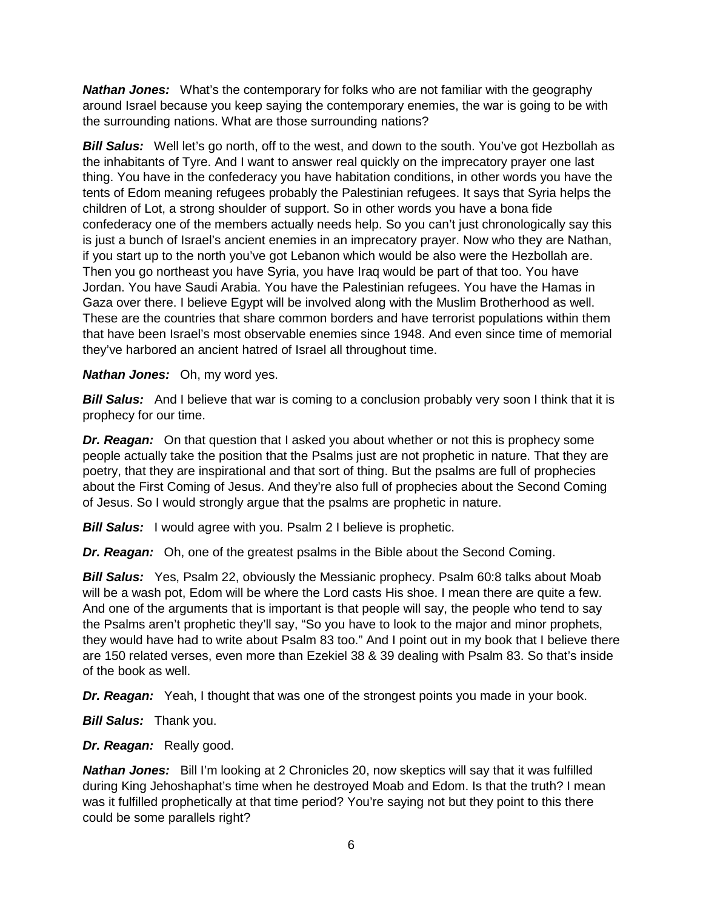***Nathan Jones:*** What's the contemporary for folks who are not familiar with the geography around Israel because you keep saying the contemporary enemies, the war is going to be with the surrounding nations. What are those surrounding nations?

***Bill Salus:*** Well let's go north, off to the west, and down to the south. You've got Hezbollah as the inhabitants of Tyre. And I want to answer real quickly on the imprecatory prayer one last thing. You have in the confederacy you have habitation conditions, in other words you have the tents of Edom meaning refugees probably the Palestinian refugees. It says that Syria helps the children of Lot, a strong shoulder of support. So in other words you have a bona fide confederacy one of the members actually needs help. So you can't just chronologically say this is just a bunch of Israel's ancient enemies in an imprecatory prayer. Now who they are Nathan, if you start up to the north you've got Lebanon which would be also were the Hezbollah are. Then you go northeast you have Syria, you have Iraq would be part of that too. You have Jordan. You have Saudi Arabia. You have the Palestinian refugees. You have the Hamas in Gaza over there. I believe Egypt will be involved along with the Muslim Brotherhood as well. These are the countries that share common borders and have terrorist populations within them that have been Israel's most observable enemies since 1948. And even since time of memorial they've harbored an ancient hatred of Israel all throughout time.

***Nathan Jones:*** Oh, my word yes.

***Bill Salus:*** And I believe that war is coming to a conclusion probably very soon I think that it is prophecy for our time.

***Dr. Reagan:*** On that question that I asked you about whether or not this is prophecy some people actually take the position that the Psalms just are not prophetic in nature. That they are poetry, that they are inspirational and that sort of thing. But the psalms are full of prophecies about the First Coming of Jesus. And they're also full of prophecies about the Second Coming of Jesus. So I would strongly argue that the psalms are prophetic in nature.

***Bill Salus:*** I would agree with you. Psalm 2 I believe is prophetic.

***Dr. Reagan:*** Oh, one of the greatest psalms in the Bible about the Second Coming.

***Bill Salus:*** Yes, Psalm 22, obviously the Messianic prophecy. Psalm 60:8 talks about Moab will be a wash pot, Edom will be where the Lord casts His shoe. I mean there are quite a few. And one of the arguments that is important is that people will say, the people who tend to say the Psalms aren't prophetic they'll say, "So you have to look to the major and minor prophets, they would have had to write about Psalm 83 too." And I point out in my book that I believe there are 150 related verses, even more than Ezekiel 38 & 39 dealing with Psalm 83. So that's inside of the book as well.

***Dr. Reagan:*** Yeah, I thought that was one of the strongest points you made in your book.

***Bill Salus:*** Thank you.

***Dr. Reagan:*** Really good.

***Nathan Jones:*** Bill I'm looking at 2 Chronicles 20, now skeptics will say that it was fulfilled during King Jehoshaphat's time when he destroyed Moab and Edom. Is that the truth? I mean was it fulfilled prophetically at that time period? You're saying not but they point to this there could be some parallels right?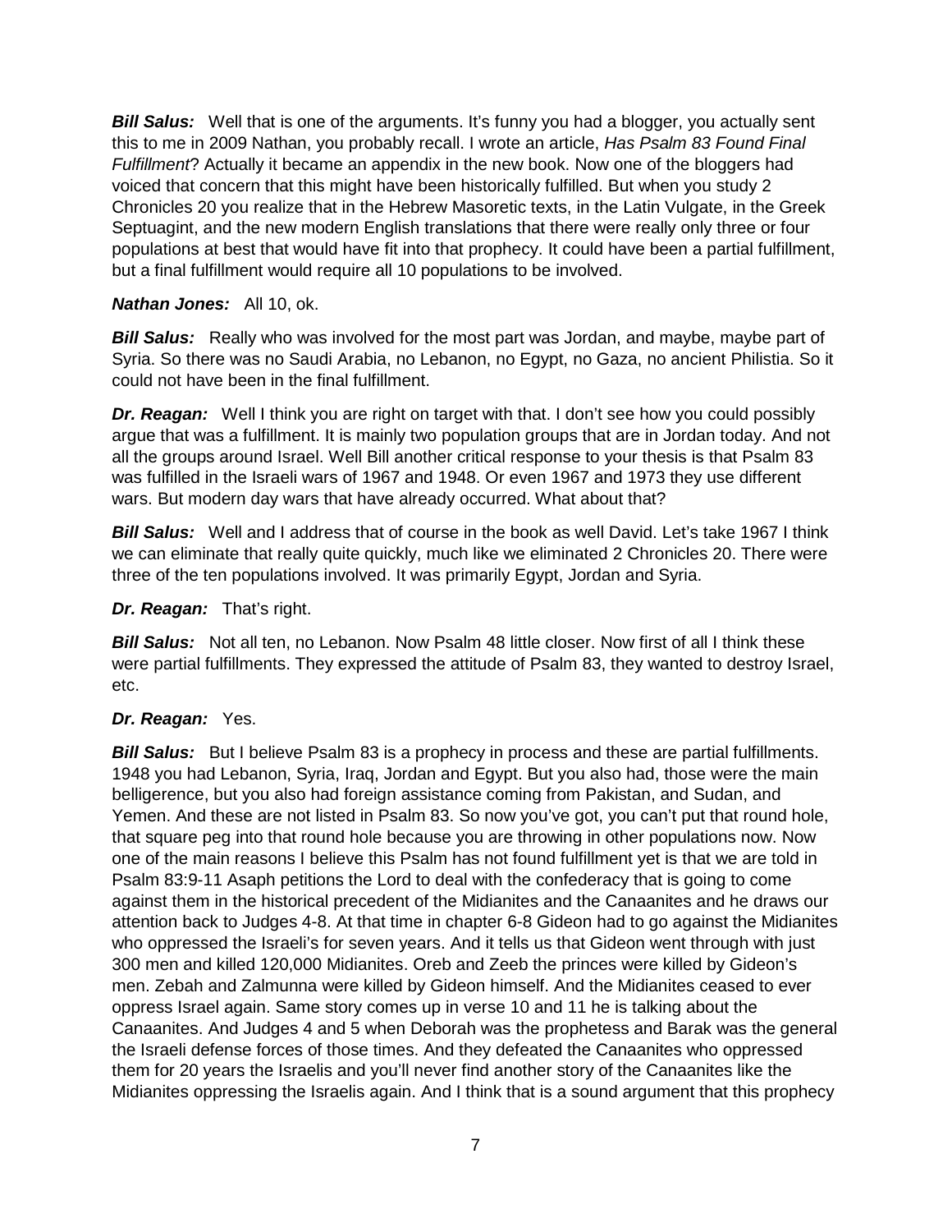***Bill Salus:*** Well that is one of the arguments. It's funny you had a blogger, you actually sent this to me in 2009 Nathan, you probably recall. I wrote an article, *Has Psalm 83 Found Final Fulfillment*? Actually it became an appendix in the new book. Now one of the bloggers had voiced that concern that this might have been historically fulfilled. But when you study 2 Chronicles 20 you realize that in the Hebrew Masoretic texts, in the Latin Vulgate, in the Greek Septuagint, and the new modern English translations that there were really only three or four populations at best that would have fit into that prophecy. It could have been a partial fulfillment, but a final fulfillment would require all 10 populations to be involved.

***Nathan Jones:*** All 10, ok.

***Bill Salus:*** Really who was involved for the most part was Jordan, and maybe, maybe part of Syria. So there was no Saudi Arabia, no Lebanon, no Egypt, no Gaza, no ancient Philistia. So it could not have been in the final fulfillment.

***Dr. Reagan:*** Well I think you are right on target with that. I don't see how you could possibly argue that was a fulfillment. It is mainly two population groups that are in Jordan today. And not all the groups around Israel. Well Bill another critical response to your thesis is that Psalm 83 was fulfilled in the Israeli wars of 1967 and 1948. Or even 1967 and 1973 they use different wars. But modern day wars that have already occurred. What about that?

***Bill Salus:*** Well and I address that of course in the book as well David. Let's take 1967 I think we can eliminate that really quite quickly, much like we eliminated 2 Chronicles 20. There were three of the ten populations involved. It was primarily Egypt, Jordan and Syria.

***Dr. Reagan:*** That's right.

***Bill Salus:*** Not all ten, no Lebanon. Now Psalm 48 little closer. Now first of all I think these were partial fulfillments. They expressed the attitude of Psalm 83, they wanted to destroy Israel, etc.

***Dr. Reagan:*** Yes.

***Bill Salus:*** But I believe Psalm 83 is a prophecy in process and these are partial fulfillments. 1948 you had Lebanon, Syria, Iraq, Jordan and Egypt. But you also had, those were the main belligerence, but you also had foreign assistance coming from Pakistan, and Sudan, and Yemen. And these are not listed in Psalm 83. So now you've got, you can't put that round hole, that square peg into that round hole because you are throwing in other populations now. Now one of the main reasons I believe this Psalm has not found fulfillment yet is that we are told in Psalm 83:9-11 Asaph petitions the Lord to deal with the confederacy that is going to come against them in the historical precedent of the Midianites and the Canaanites and he draws our attention back to Judges 4-8. At that time in chapter 6-8 Gideon had to go against the Midianites who oppressed the Israeli's for seven years. And it tells us that Gideon went through with just 300 men and killed 120,000 Midianites. Oreb and Zeeb the princes were killed by Gideon's men. Zebah and Zalmunna were killed by Gideon himself. And the Midianites ceased to ever oppress Israel again. Same story comes up in verse 10 and 11 he is talking about the Canaanites. And Judges 4 and 5 when Deborah was the prophetess and Barak was the general the Israeli defense forces of those times. And they defeated the Canaanites who oppressed them for 20 years the Israelis and you'll never find another story of the Canaanites like the Midianites oppressing the Israelis again. And I think that is a sound argument that this prophecy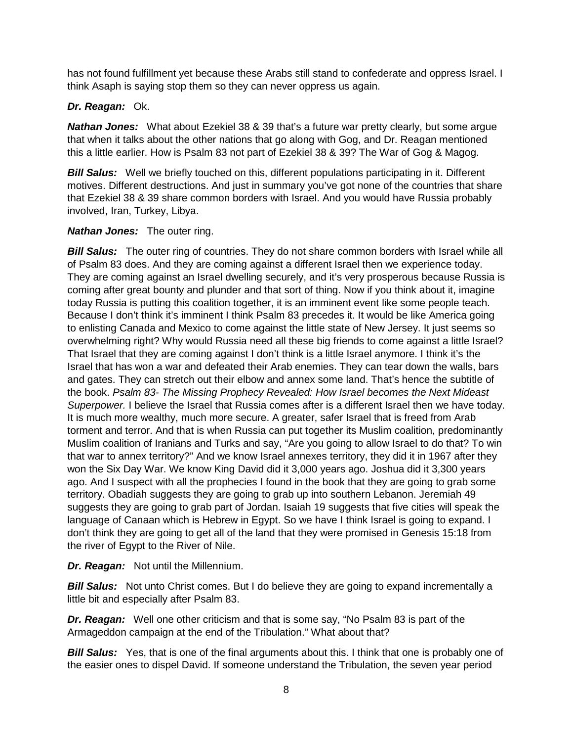has not found fulfillment yet because these Arabs still stand to confederate and oppress Israel. I think Asaph is saying stop them so they can never oppress us again.

***Dr. Reagan:*** Ok.

***Nathan Jones:*** What about Ezekiel 38 & 39 that's a future war pretty clearly, but some argue that when it talks about the other nations that go along with Gog, and Dr. Reagan mentioned this a little earlier. How is Psalm 83 not part of Ezekiel 38 & 39? The War of Gog & Magog.

***Bill Salus:*** Well we briefly touched on this, different populations participating in it. Different motives. Different destructions. And just in summary you've got none of the countries that share that Ezekiel 38 & 39 share common borders with Israel. And you would have Russia probably involved, Iran, Turkey, Libya.

***Nathan Jones:*** The outer ring.

***Bill Salus:*** The outer ring of countries. They do not share common borders with Israel while all of Psalm 83 does. And they are coming against a different Israel then we experience today. They are coming against an Israel dwelling securely, and it's very prosperous because Russia is coming after great bounty and plunder and that sort of thing. Now if you think about it, imagine today Russia is putting this coalition together, it is an imminent event like some people teach. Because I don't think it's imminent I think Psalm 83 precedes it. It would be like America going to enlisting Canada and Mexico to come against the little state of New Jersey. It just seems so overwhelming right? Why would Russia need all these big friends to come against a little Israel? That Israel that they are coming against I don't think is a little Israel anymore. I think it's the Israel that has won a war and defeated their Arab enemies. They can tear down the walls, bars and gates. They can stretch out their elbow and annex some land. That's hence the subtitle of the book. *Psalm 83- The Missing Prophecy Revealed: How Israel becomes the Next Mideast Superpower.* I believe the Israel that Russia comes after is a different Israel then we have today. It is much more wealthy, much more secure. A greater, safer Israel that is freed from Arab torment and terror. And that is when Russia can put together its Muslim coalition, predominantly Muslim coalition of Iranians and Turks and say, "Are you going to allow Israel to do that? To win that war to annex territory?" And we know Israel annexes territory, they did it in 1967 after they won the Six Day War. We know King David did it 3,000 years ago. Joshua did it 3,300 years ago. And I suspect with all the prophecies I found in the book that they are going to grab some territory. Obadiah suggests they are going to grab up into southern Lebanon. Jeremiah 49 suggests they are going to grab part of Jordan. Isaiah 19 suggests that five cities will speak the language of Canaan which is Hebrew in Egypt. So we have I think Israel is going to expand. I don't think they are going to get all of the land that they were promised in Genesis 15:18 from the river of Egypt to the River of Nile.

***Dr. Reagan:*** Not until the Millennium.

***Bill Salus:*** Not unto Christ comes. But I do believe they are going to expand incrementally a little bit and especially after Psalm 83.

***Dr. Reagan:*** Well one other criticism and that is some say, "No Psalm 83 is part of the Armageddon campaign at the end of the Tribulation." What about that?

***Bill Salus:*** Yes, that is one of the final arguments about this. I think that one is probably one of the easier ones to dispel David. If someone understand the Tribulation, the seven year period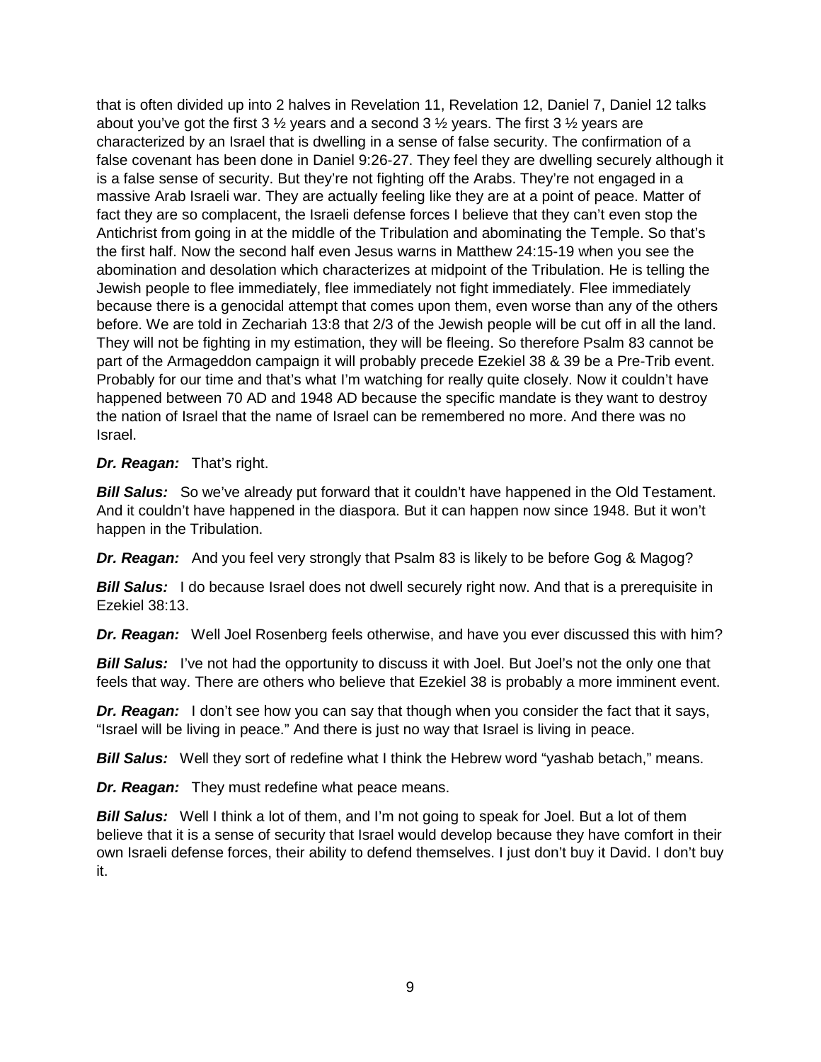that is often divided up into 2 halves in Revelation 11, Revelation 12, Daniel 7, Daniel 12 talks about you've got the first 3 ½ years and a second 3 ½ years. The first 3 ½ years are characterized by an Israel that is dwelling in a sense of false security. The confirmation of a false covenant has been done in Daniel 9:26-27. They feel they are dwelling securely although it is a false sense of security. But they're not fighting off the Arabs. They're not engaged in a massive Arab Israeli war. They are actually feeling like they are at a point of peace. Matter of fact they are so complacent, the Israeli defense forces I believe that they can't even stop the Antichrist from going in at the middle of the Tribulation and abominating the Temple. So that's the first half. Now the second half even Jesus warns in Matthew 24:15-19 when you see the abomination and desolation which characterizes at midpoint of the Tribulation. He is telling the Jewish people to flee immediately, flee immediately not fight immediately. Flee immediately because there is a genocidal attempt that comes upon them, even worse than any of the others before. We are told in Zechariah 13:8 that 2/3 of the Jewish people will be cut off in all the land. They will not be fighting in my estimation, they will be fleeing. So therefore Psalm 83 cannot be part of the Armageddon campaign it will probably precede Ezekiel 38 & 39 be a Pre-Trib event. Probably for our time and that's what I'm watching for really quite closely. Now it couldn't have happened between 70 AD and 1948 AD because the specific mandate is they want to destroy the nation of Israel that the name of Israel can be remembered no more. And there was no Israel.

***Dr. Reagan:*** That's right.

***Bill Salus:*** So we've already put forward that it couldn't have happened in the Old Testament. And it couldn't have happened in the diaspora. But it can happen now since 1948. But it won't happen in the Tribulation.

***Dr. Reagan:*** And you feel very strongly that Psalm 83 is likely to be before Gog & Magog?

***Bill Salus:*** I do because Israel does not dwell securely right now. And that is a prerequisite in Ezekiel 38:13.

***Dr. Reagan:*** Well Joel Rosenberg feels otherwise, and have you ever discussed this with him?

***Bill Salus:*** I've not had the opportunity to discuss it with Joel. But Joel's not the only one that feels that way. There are others who believe that Ezekiel 38 is probably a more imminent event.

***Dr. Reagan:*** I don't see how you can say that though when you consider the fact that it says, "Israel will be living in peace." And there is just no way that Israel is living in peace.

***Bill Salus:*** Well they sort of redefine what I think the Hebrew word "yashab betach," means.

***Dr. Reagan:*** They must redefine what peace means.

***Bill Salus:*** Well I think a lot of them, and I'm not going to speak for Joel. But a lot of them believe that it is a sense of security that Israel would develop because they have comfort in their own Israeli defense forces, their ability to defend themselves. I just don't buy it David. I don't buy it.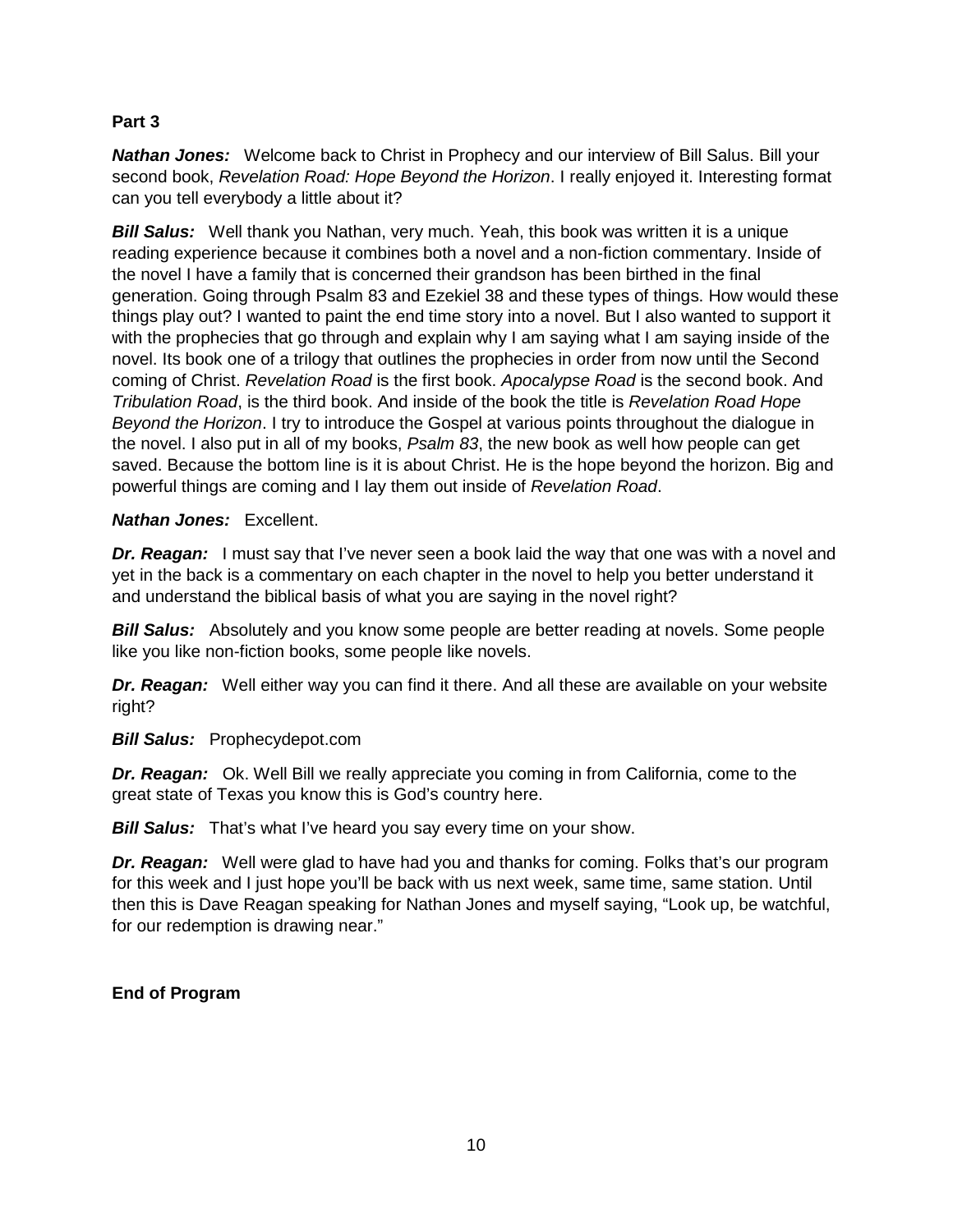**Part 3**

***Nathan Jones:*** Welcome back to Christ in Prophecy and our interview of Bill Salus. Bill your second book, *Revelation Road: Hope Beyond the Horizon*. I really enjoyed it. Interesting format can you tell everybody a little about it?

***Bill Salus:*** Well thank you Nathan, very much. Yeah, this book was written it is a unique reading experience because it combines both a novel and a non-fiction commentary. Inside of the novel I have a family that is concerned their grandson has been birthed in the final generation. Going through Psalm 83 and Ezekiel 38 and these types of things. How would these things play out? I wanted to paint the end time story into a novel. But I also wanted to support it with the prophecies that go through and explain why I am saying what I am saying inside of the novel. Its book one of a trilogy that outlines the prophecies in order from now until the Second coming of Christ. *Revelation Road* is the first book. *Apocalypse Road* is the second book. And *Tribulation Road*, is the third book. And inside of the book the title is *Revelation Road Hope Beyond the Horizon*. I try to introduce the Gospel at various points throughout the dialogue in the novel. I also put in all of my books, *Psalm 83*, the new book as well how people can get saved. Because the bottom line is it is about Christ. He is the hope beyond the horizon. Big and powerful things are coming and I lay them out inside of *Revelation Road*.

***Nathan Jones:*** Excellent.

***Dr. Reagan:*** I must say that I've never seen a book laid the way that one was with a novel and yet in the back is a commentary on each chapter in the novel to help you better understand it and understand the biblical basis of what you are saying in the novel right?

***Bill Salus:*** Absolutely and you know some people are better reading at novels. Some people like you like non-fiction books, some people like novels.

***Dr. Reagan:*** Well either way you can find it there. And all these are available on your website right?

***Bill Salus:*** Prophecydepot.com

***Dr. Reagan:*** Ok. Well Bill we really appreciate you coming in from California, come to the great state of Texas you know this is God's country here.

***Bill Salus:*** That's what I've heard you say every time on your show.

***Dr. Reagan:*** Well were glad to have had you and thanks for coming. Folks that's our program for this week and I just hope you'll be back with us next week, same time, same station. Until then this is Dave Reagan speaking for Nathan Jones and myself saying, "Look up, be watchful, for our redemption is drawing near."

**End of Program**